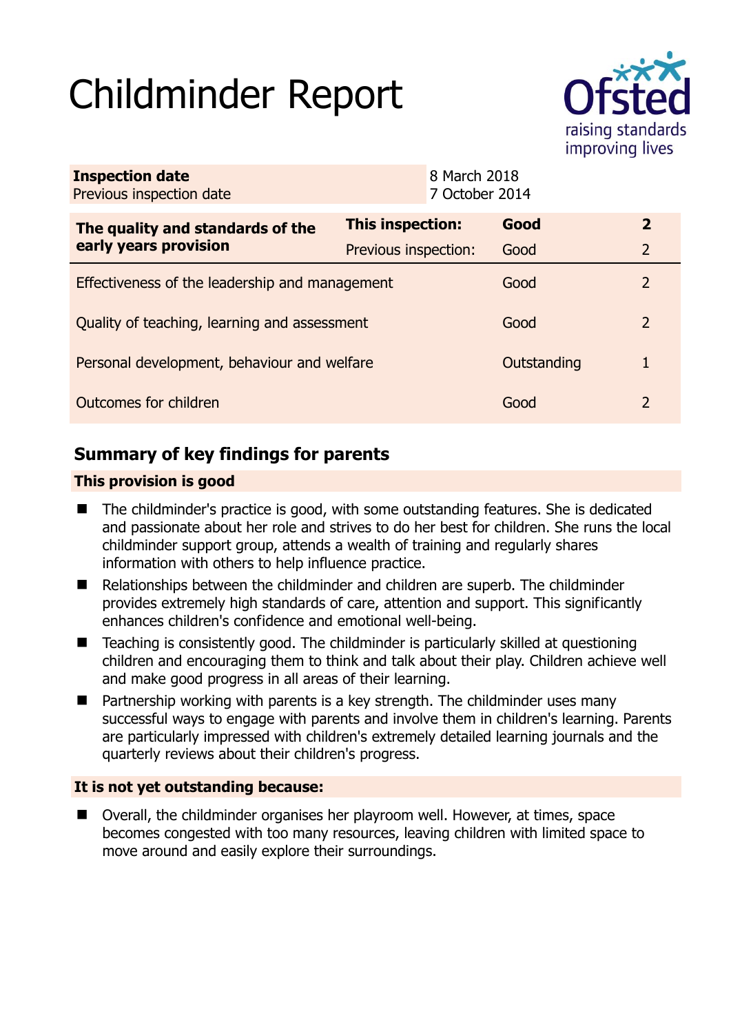# Childminder Report

Ofsted
raising standards
improving lives

| | |
|---|---|
| **Inspection date** | 8 March 2018 |
| Previous inspection date | 7 October 2014 |

| | | | |
|---|---|---|---|
| **The quality and standards of the early years provision** | **This inspection:** | **Good** | **2** |
| | Previous inspection: | Good | 2 |
| Effectiveness of the leadership and management | | Good | 2 |
| Quality of teaching, learning and assessment | | Good | 2 |
| Personal development, behaviour and welfare | | Outstanding | 1 |
| Outcomes for children | | Good | 2 |

## Summary of key findings for parents

### This provision is good

- The childminder's practice is good, with some outstanding features. She is dedicated and passionate about her role and strives to do her best for children. She runs the local childminder support group, attends a wealth of training and regularly shares information with others to help influence practice.
- Relationships between the childminder and children are superb. The childminder provides extremely high standards of care, attention and support. This significantly enhances children's confidence and emotional well-being.
- Teaching is consistently good. The childminder is particularly skilled at questioning children and encouraging them to think and talk about their play. Children achieve well and make good progress in all areas of their learning.
- Partnership working with parents is a key strength. The childminder uses many successful ways to engage with parents and involve them in children's learning. Parents are particularly impressed with children's extremely detailed learning journals and the quarterly reviews about their children's progress.

### It is not yet outstanding because:

- Overall, the childminder organises her playroom well. However, at times, space becomes congested with too many resources, leaving children with limited space to move around and easily explore their surroundings.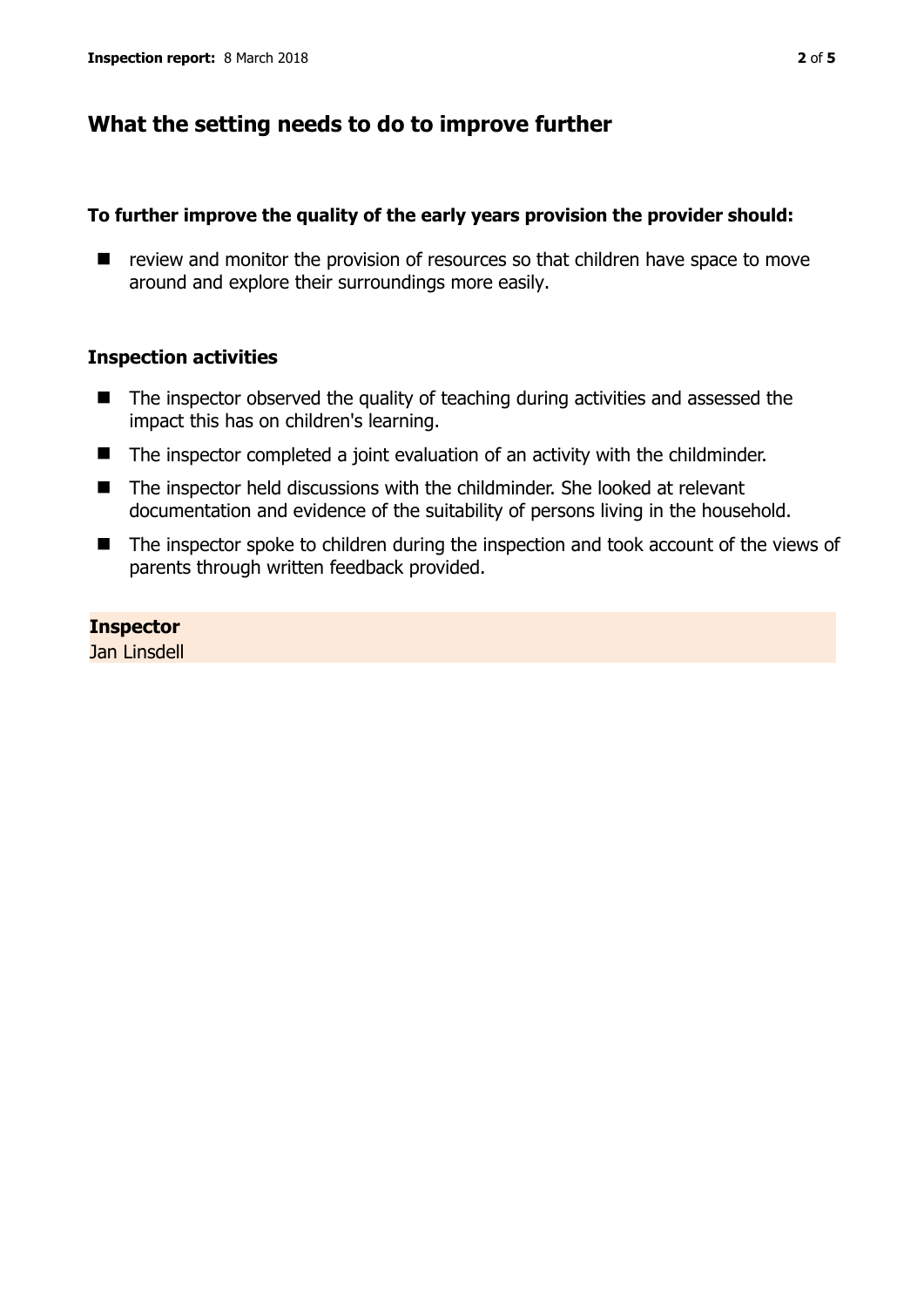## What the setting needs to do to improve further

### To further improve the quality of the early years provision the provider should:

- review and monitor the provision of resources so that children have space to move around and explore their surroundings more easily.

### Inspection activities

- The inspector observed the quality of teaching during activities and assessed the impact this has on children's learning.
- The inspector completed a joint evaluation of an activity with the childminder.
- The inspector held discussions with the childminder. She looked at relevant documentation and evidence of the suitability of persons living in the household.
- The inspector spoke to children during the inspection and took account of the views of parents through written feedback provided.

**Inspector**
Jan Linsdell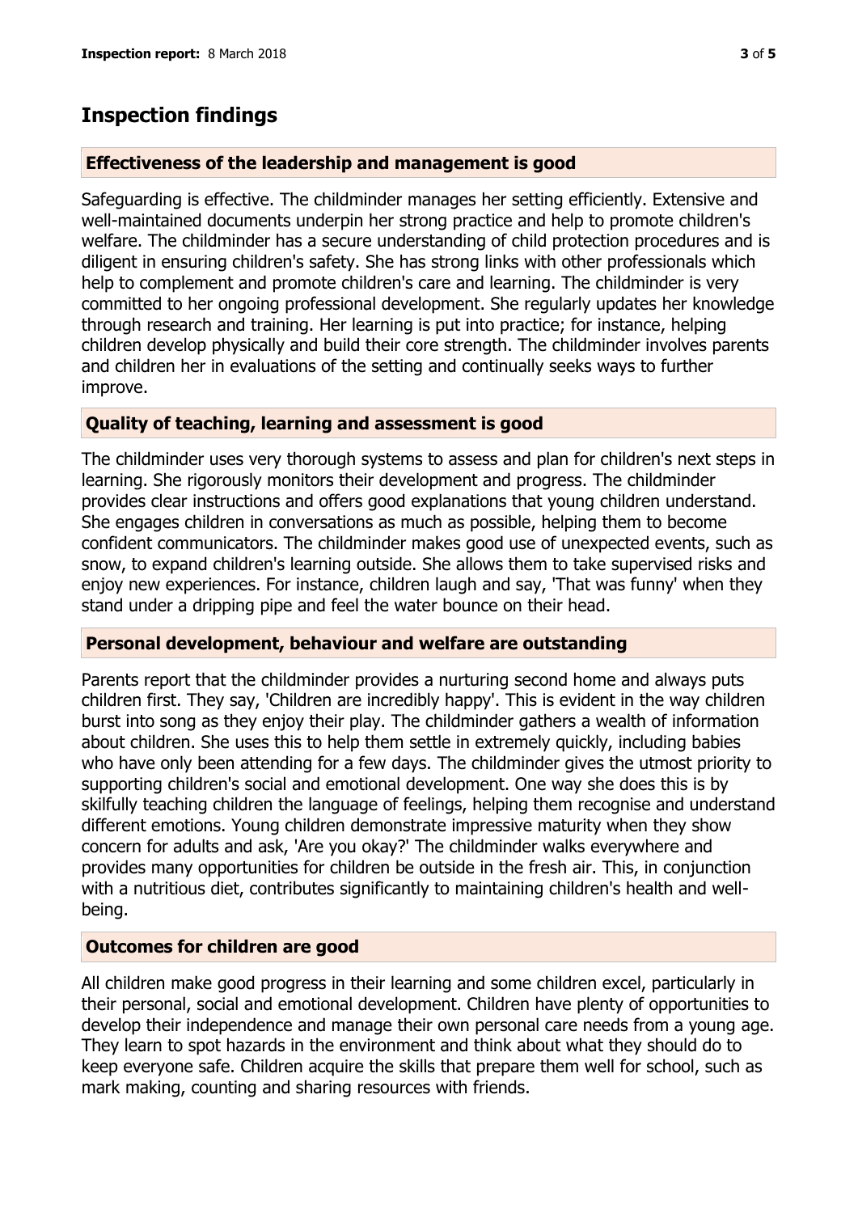## Inspection findings

### Effectiveness of the leadership and management is good

Safeguarding is effective. The childminder manages her setting efficiently. Extensive and well-maintained documents underpin her strong practice and help to promote children's welfare. The childminder has a secure understanding of child protection procedures and is diligent in ensuring children's safety. She has strong links with other professionals which help to complement and promote children's care and learning. The childminder is very committed to her ongoing professional development. She regularly updates her knowledge through research and training. Her learning is put into practice; for instance, helping children develop physically and build their core strength. The childminder involves parents and children her in evaluations of the setting and continually seeks ways to further improve.

### Quality of teaching, learning and assessment is good

The childminder uses very thorough systems to assess and plan for children's next steps in learning. She rigorously monitors their development and progress. The childminder provides clear instructions and offers good explanations that young children understand. She engages children in conversations as much as possible, helping them to become confident communicators. The childminder makes good use of unexpected events, such as snow, to expand children's learning outside. She allows them to take supervised risks and enjoy new experiences. For instance, children laugh and say, 'That was funny' when they stand under a dripping pipe and feel the water bounce on their head.

### Personal development, behaviour and welfare are outstanding

Parents report that the childminder provides a nurturing second home and always puts children first. They say, 'Children are incredibly happy'. This is evident in the way children burst into song as they enjoy their play. The childminder gathers a wealth of information about children. She uses this to help them settle in extremely quickly, including babies who have only been attending for a few days. The childminder gives the utmost priority to supporting children's social and emotional development. One way she does this is by skilfully teaching children the language of feelings, helping them recognise and understand different emotions. Young children demonstrate impressive maturity when they show concern for adults and ask, 'Are you okay?' The childminder walks everywhere and provides many opportunities for children be outside in the fresh air. This, in conjunction with a nutritious diet, contributes significantly to maintaining children's health and well-being.

### Outcomes for children are good

All children make good progress in their learning and some children excel, particularly in their personal, social and emotional development. Children have plenty of opportunities to develop their independence and manage their own personal care needs from a young age. They learn to spot hazards in the environment and think about what they should do to keep everyone safe. Children acquire the skills that prepare them well for school, such as mark making, counting and sharing resources with friends.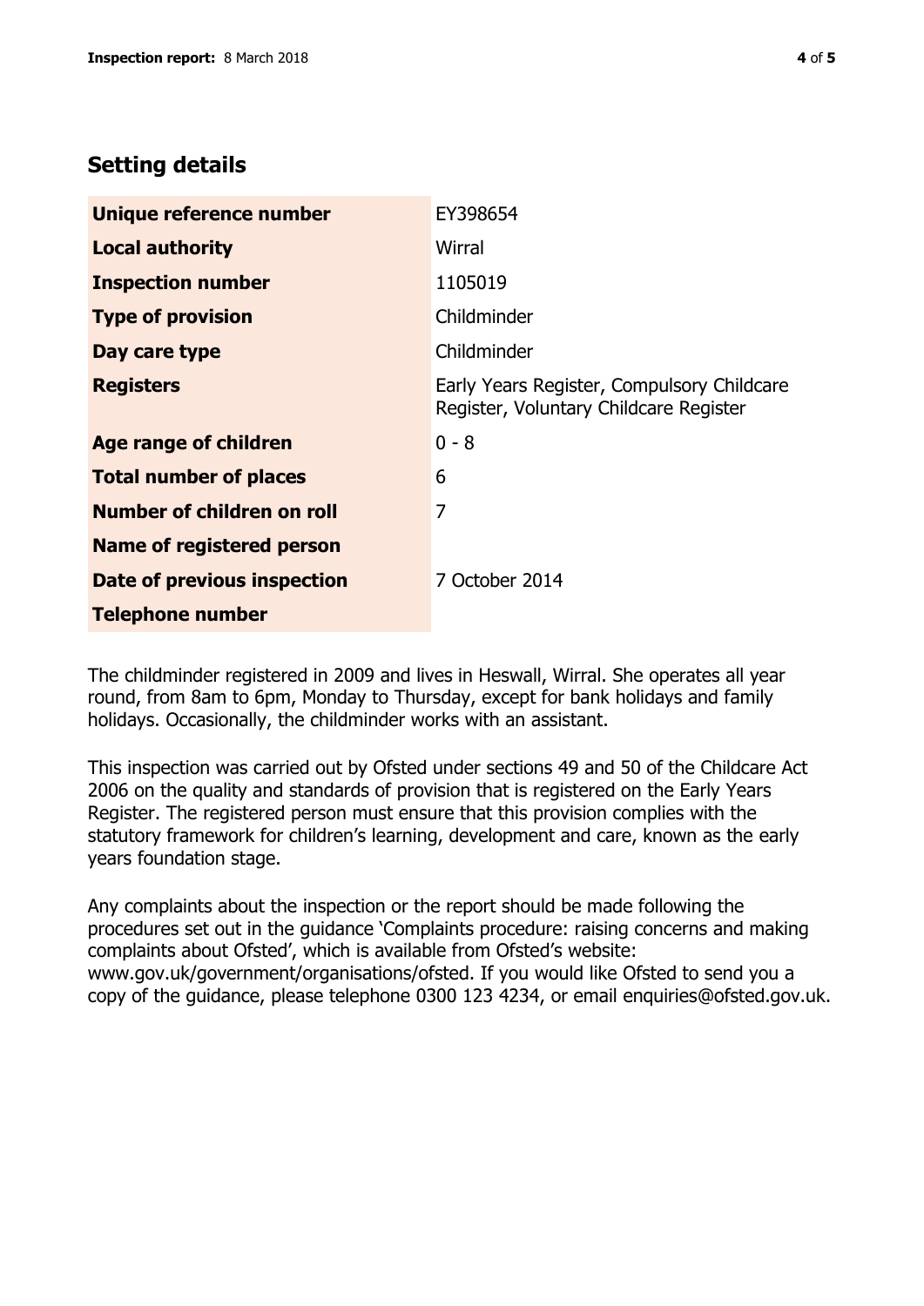## Setting details

| | |
|---|---|
| **Unique reference number** | EY398654 |
| **Local authority** | Wirral |
| **Inspection number** | 1105019 |
| **Type of provision** | Childminder |
| **Day care type** | Childminder |
| **Registers** | Early Years Register, Compulsory Childcare Register, Voluntary Childcare Register |
| **Age range of children** | 0 - 8 |
| **Total number of places** | 6 |
| **Number of children on roll** | 7 |
| **Name of registered person** | |
| **Date of previous inspection** | 7 October 2014 |
| **Telephone number** | |

The childminder registered in 2009 and lives in Heswall, Wirral. She operates all year round, from 8am to 6pm, Monday to Thursday, except for bank holidays and family holidays. Occasionally, the childminder works with an assistant.

This inspection was carried out by Ofsted under sections 49 and 50 of the Childcare Act 2006 on the quality and standards of provision that is registered on the Early Years Register. The registered person must ensure that this provision complies with the statutory framework for children's learning, development and care, known as the early years foundation stage.

Any complaints about the inspection or the report should be made following the procedures set out in the guidance 'Complaints procedure: raising concerns and making complaints about Ofsted', which is available from Ofsted's website: www.gov.uk/government/organisations/ofsted. If you would like Ofsted to send you a copy of the guidance, please telephone 0300 123 4234, or email enquiries@ofsted.gov.uk.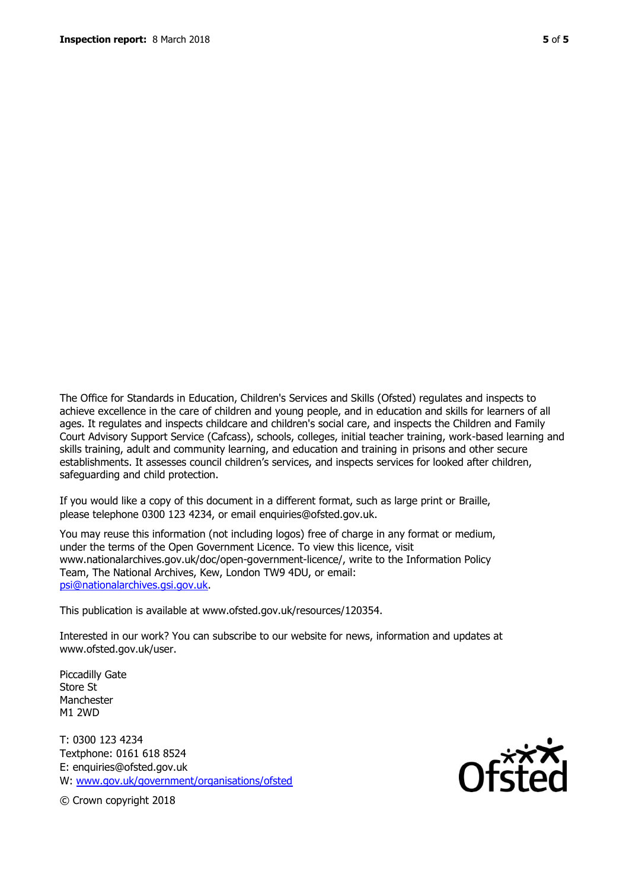The Office for Standards in Education, Children's Services and Skills (Ofsted) regulates and inspects to achieve excellence in the care of children and young people, and in education and skills for learners of all ages. It regulates and inspects childcare and children's social care, and inspects the Children and Family Court Advisory Support Service (Cafcass), schools, colleges, initial teacher training, work-based learning and skills training, adult and community learning, and education and training in prisons and other secure establishments. It assesses council children's services, and inspects services for looked after children, safeguarding and child protection.

If you would like a copy of this document in a different format, such as large print or Braille, please telephone 0300 123 4234, or email enquiries@ofsted.gov.uk.

You may reuse this information (not including logos) free of charge in any format or medium, under the terms of the Open Government Licence. To view this licence, visit www.nationalarchives.gov.uk/doc/open-government-licence/, write to the Information Policy Team, The National Archives, Kew, London TW9 4DU, or email: psi@nationalarchives.gsi.gov.uk.

This publication is available at www.ofsted.gov.uk/resources/120354.

Interested in our work? You can subscribe to our website for news, information and updates at www.ofsted.gov.uk/user.

Piccadilly Gate
Store St
Manchester
M1 2WD

T: 0300 123 4234
Textphone: 0161 618 8524
E: enquiries@ofsted.gov.uk
W: www.gov.uk/government/organisations/ofsted

© Crown copyright 2018